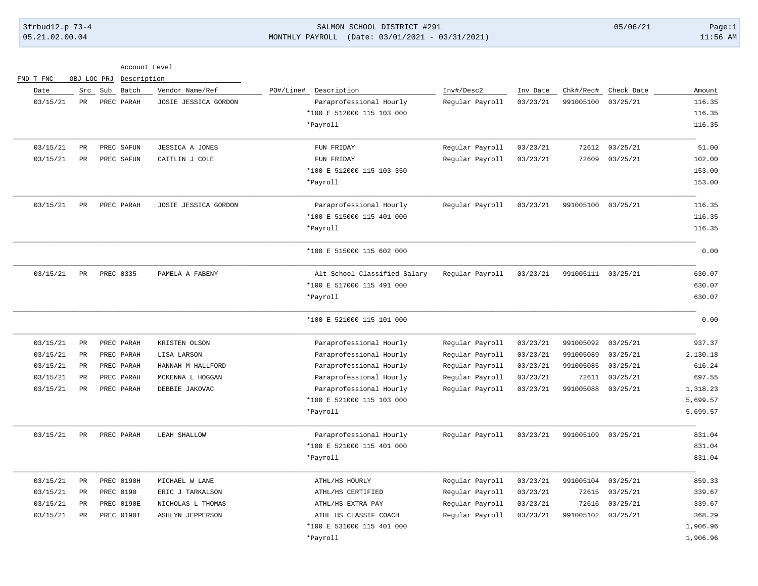SALMON SCHOOL DISTRICT #291

MONTHLY PAYROLL (Date: 03/01/2021 - 03/31/2021)

| Date | Src | Sub | Batch | Vendor Name/Ref | PO#/Line# | Description | Inv#/Desc2 | Inv Date | Chk#/Rec# | Check Date | Amount |
|---|---|---|---|---|---|---|---|---|---|---|---|
| 03/15/21 | PR | PREC | PARAH | JOSIE JESSICA GORDON | | Paraprofessional Hourly | Regular Payroll | 03/23/21 | 991005100 | 03/25/21 | 116.35 |
| | | | | | | *100 E 512000 115 103 000 | | | | | 116.35 |
| | | | | | | *Payroll | | | | | 116.35 |
| 03/15/21 | PR | PREC | SAFUN | JESSICA A JONES | | FUN FRIDAY | Regular Payroll | 03/23/21 | 72612 | 03/25/21 | 51.00 |
| 03/15/21 | PR | PREC | SAFUN | CAITLIN J COLE | | FUN FRIDAY | Regular Payroll | 03/23/21 | 72609 | 03/25/21 | 102.00 |
| | | | | | | *100 E 512000 115 103 350 | | | | | 153.00 |
| | | | | | | *Payroll | | | | | 153.00 |
| 03/15/21 | PR | PREC | PARAH | JOSIE JESSICA GORDON | | Paraprofessional Hourly | Regular Payroll | 03/23/21 | 991005100 | 03/25/21 | 116.35 |
| | | | | | | *100 E 515000 115 401 000 | | | | | 116.35 |
| | | | | | | *Payroll | | | | | 116.35 |
| | | | | | | *100 E 515000 115 602 000 | | | | | 0.00 |
| 03/15/21 | PR | PREC | 0335 | PAMELA A FABENY | | Alt School Classified Salary | Regular Payroll | 03/23/21 | 991005111 | 03/25/21 | 630.07 |
| | | | | | | *100 E 517000 115 491 000 | | | | | 630.07 |
| | | | | | | *Payroll | | | | | 630.07 |
| | | | | | | *100 E 521000 115 101 000 | | | | | 0.00 |
| 03/15/21 | PR | PREC | PARAH | KRISTEN OLSON | | Paraprofessional Hourly | Regular Payroll | 03/23/21 | 991005092 | 03/25/21 | 937.37 |
| 03/15/21 | PR | PREC | PARAH | LISA LARSON | | Paraprofessional Hourly | Regular Payroll | 03/23/21 | 991005089 | 03/25/21 | 2,130.18 |
| 03/15/21 | PR | PREC | PARAH | HANNAH M HALLFORD | | Paraprofessional Hourly | Regular Payroll | 03/23/21 | 991005085 | 03/25/21 | 616.24 |
| 03/15/21 | PR | PREC | PARAH | MCKENNA L HOGGAN | | Paraprofessional Hourly | Regular Payroll | 03/23/21 | 72611 | 03/25/21 | 697.55 |
| 03/15/21 | PR | PREC | PARAH | DEBBIE JAKOVAC | | Paraprofessional Hourly | Regular Payroll | 03/23/21 | 991005088 | 03/25/21 | 1,318.23 |
| | | | | | | *100 E 521000 115 103 000 | | | | | 5,699.57 |
| | | | | | | *Payroll | | | | | 5,699.57 |
| 03/15/21 | PR | PREC | PARAH | LEAH SHALLOW | | Paraprofessional Hourly | Regular Payroll | 03/23/21 | 991005109 | 03/25/21 | 831.04 |
| | | | | | | *100 E 521000 115 401 000 | | | | | 831.04 |
| | | | | | | *Payroll | | | | | 831.04 |
| 03/15/21 | PR | PREC | 0190H | MICHAEL W LANE | | ATHL/HS HOURLY | Regular Payroll | 03/23/21 | 991005104 | 03/25/21 | 859.33 |
| 03/15/21 | PR | PREC | 0190 | ERIC J TARKALSON | | ATHL/HS CERTIFIED | Regular Payroll | 03/23/21 | 72615 | 03/25/21 | 339.67 |
| 03/15/21 | PR | PREC | 0190E | NICHOLAS L THOMAS | | ATHL/HS EXTRA PAY | Regular Payroll | 03/23/21 | 72616 | 03/25/21 | 339.67 |
| 03/15/21 | PR | PREC | 0190I | ASHLYN JEPPERSON | | ATHL HS CLASSIF COACH | Regular Payroll | 03/23/21 | 991005102 | 03/25/21 | 368.29 |
| | | | | | | *100 E 531000 115 401 000 | | | | | 1,906.96 |
| | | | | | | *Payroll | | | | | 1,906.96 |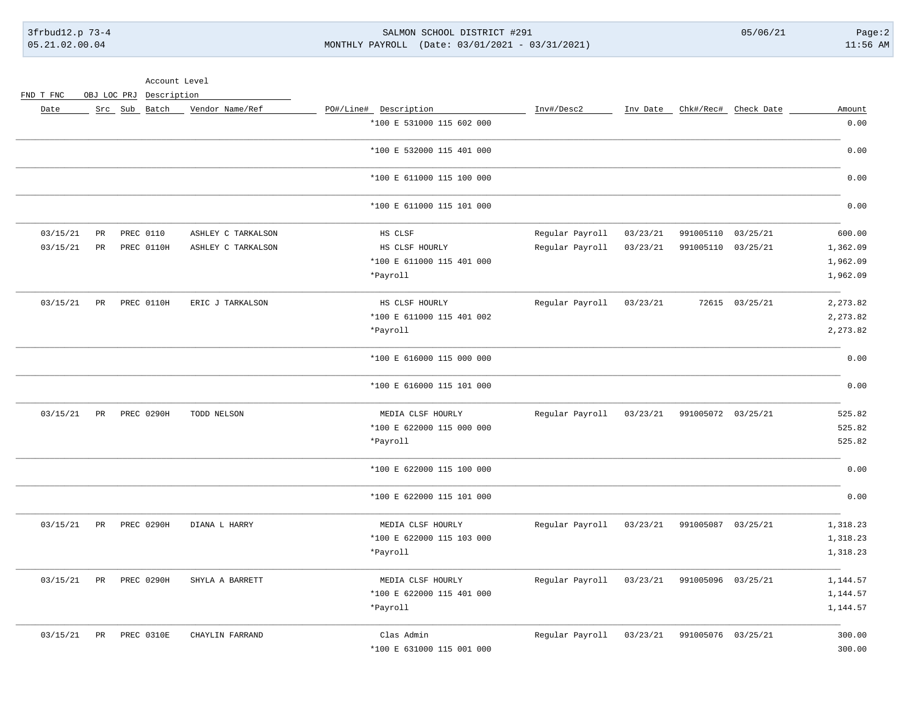| Date | Src | Sub | Batch | Vendor Name/Ref | PO#/Line# | Description | Inv#/Desc2 | Inv Date | Chk#/Rec# | Check Date | Amount |
|---|---|---|---|---|---|---|---|---|---|---|---|
| | | | | | | *100 E 531000 115 602 000 | | | | | 0.00 |
| | | | | | | *100 E 532000 115 401 000 | | | | | 0.00 |
| | | | | | | *100 E 611000 115 100 000 | | | | | 0.00 |
| | | | | | | *100 E 611000 115 101 000 | | | | | 0.00 |
| 03/15/21 | PR | PREC | 0110 | ASHLEY C TARKALSON | | HS CLSF | Regular Payroll | 03/23/21 | 991005110 | 03/25/21 | 600.00 |
| 03/15/21 | PR | PREC | 0110H | ASHLEY C TARKALSON | | HS CLSF HOURLY | Regular Payroll | 03/23/21 | 991005110 | 03/25/21 | 1,362.09 |
| | | | | | | *100 E 611000 115 401 000 | | | | | 1,962.09 |
| | | | | | | *Payroll | | | | | 1,962.09 |
| 03/15/21 | PR | PREC | 0110H | ERIC J TARKALSON | | HS CLSF HOURLY | Regular Payroll | 03/23/21 | 72615 | 03/25/21 | 2,273.82 |
| | | | | | | *100 E 611000 115 401 002 | | | | | 2,273.82 |
| | | | | | | *Payroll | | | | | 2,273.82 |
| | | | | | | *100 E 616000 115 000 000 | | | | | 0.00 |
| | | | | | | *100 E 616000 115 101 000 | | | | | 0.00 |
| 03/15/21 | PR | PREC | 0290H | TODD NELSON | | MEDIA CLSF HOURLY | Regular Payroll | 03/23/21 | 991005072 | 03/25/21 | 525.82 |
| | | | | | | *100 E 622000 115 000 000 | | | | | 525.82 |
| | | | | | | *Payroll | | | | | 525.82 |
| | | | | | | *100 E 622000 115 100 000 | | | | | 0.00 |
| | | | | | | *100 E 622000 115 101 000 | | | | | 0.00 |
| 03/15/21 | PR | PREC | 0290H | DIANA L HARRY | | MEDIA CLSF HOURLY | Regular Payroll | 03/23/21 | 991005087 | 03/25/21 | 1,318.23 |
| | | | | | | *100 E 622000 115 103 000 | | | | | 1,318.23 |
| | | | | | | *Payroll | | | | | 1,318.23 |
| 03/15/21 | PR | PREC | 0290H | SHYLA A BARRETT | | MEDIA CLSF HOURLY | Regular Payroll | 03/23/21 | 991005096 | 03/25/21 | 1,144.57 |
| | | | | | | *100 E 622000 115 401 000 | | | | | 1,144.57 |
| | | | | | | *Payroll | | | | | 1,144.57 |
| 03/15/21 | PR | PREC | 0310E | CHAYLIN FARRAND | | Clas Admin | Regular Payroll | 03/23/21 | 991005076 | 03/25/21 | 300.00 |
| | | | | | | *100 E 631000 115 001 000 | | | | | 300.00 |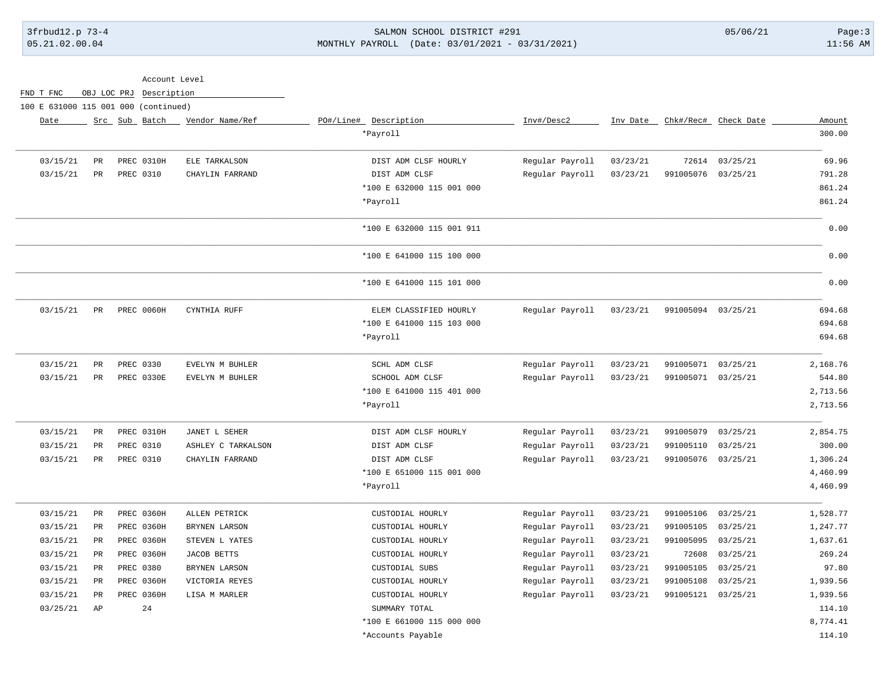Account Level

FND T FNC OBJ LOC PRJ Description

100 E 631000 115 001 000 (continued)

| Date | Src | Sub | Batch | Vendor Name/Ref | PO#/Line# | Description | Inv#/Desc2 | Inv Date | Chk#/Rec# | Check Date | Amount |
|---|---|---|---|---|---|---|---|---|---|---|---|
| | | | | | | *Payroll | | | | | 300.00 |
| 03/15/21 | PR | PREC | 0310H | ELE TARKALSON | | DIST ADM CLSF HOURLY | Regular Payroll | 03/23/21 | 72614 | 03/25/21 | 69.96 |
| 03/15/21 | PR | PREC | 0310 | CHAYLIN FARRAND | | DIST ADM CLSF | Regular Payroll | 03/23/21 | 991005076 | 03/25/21 | 791.28 |
| | | | | | | *100 E 632000 115 001 000 | | | | | 861.24 |
| | | | | | | *Payroll | | | | | 861.24 |
| | | | | | | *100 E 632000 115 001 911 | | | | | 0.00 |
| | | | | | | *100 E 641000 115 100 000 | | | | | 0.00 |
| | | | | | | *100 E 641000 115 101 000 | | | | | 0.00 |
| 03/15/21 | PR | PREC | 0060H | CYNTHIA RUFF | | ELEM CLASSIFIED HOURLY | Regular Payroll | 03/23/21 | 991005094 | 03/25/21 | 694.68 |
| | | | | | | *100 E 641000 115 103 000 | | | | | 694.68 |
| | | | | | | *Payroll | | | | | 694.68 |
| 03/15/21 | PR | PREC | 0330 | EVELYN M BUHLER | | SCHL ADM CLSF | Regular Payroll | 03/23/21 | 991005071 | 03/25/21 | 2,168.76 |
| 03/15/21 | PR | PREC | 0330E | EVELYN M BUHLER | | SCHOOL ADM CLSF | Regular Payroll | 03/23/21 | 991005071 | 03/25/21 | 544.80 |
| | | | | | | *100 E 641000 115 401 000 | | | | | 2,713.56 |
| | | | | | | *Payroll | | | | | 2,713.56 |
| 03/15/21 | PR | PREC | 0310H | JANET L SEHER | | DIST ADM CLSF HOURLY | Regular Payroll | 03/23/21 | 991005079 | 03/25/21 | 2,854.75 |
| 03/15/21 | PR | PREC | 0310 | ASHLEY C TARKALSON | | DIST ADM CLSF | Regular Payroll | 03/23/21 | 991005110 | 03/25/21 | 300.00 |
| 03/15/21 | PR | PREC | 0310 | CHAYLIN FARRAND | | DIST ADM CLSF | Regular Payroll | 03/23/21 | 991005076 | 03/25/21 | 1,306.24 |
| | | | | | | *100 E 651000 115 001 000 | | | | | 4,460.99 |
| | | | | | | *Payroll | | | | | 4,460.99 |
| 03/15/21 | PR | PREC | 0360H | ALLEN PETRICK | | CUSTODIAL HOURLY | Regular Payroll | 03/23/21 | 991005106 | 03/25/21 | 1,528.77 |
| 03/15/21 | PR | PREC | 0360H | BRYNEN LARSON | | CUSTODIAL HOURLY | Regular Payroll | 03/23/21 | 991005105 | 03/25/21 | 1,247.77 |
| 03/15/21 | PR | PREC | 0360H | STEVEN L YATES | | CUSTODIAL HOURLY | Regular Payroll | 03/23/21 | 991005095 | 03/25/21 | 1,637.61 |
| 03/15/21 | PR | PREC | 0360H | JACOB BETTS | | CUSTODIAL HOURLY | Regular Payroll | 03/23/21 | 72608 | 03/25/21 | 269.24 |
| 03/15/21 | PR | PREC | 0380 | BRYNEN LARSON | | CUSTODIAL SUBS | Regular Payroll | 03/23/21 | 991005105 | 03/25/21 | 97.80 |
| 03/15/21 | PR | PREC | 0360H | VICTORIA REYES | | CUSTODIAL HOURLY | Regular Payroll | 03/23/21 | 991005108 | 03/25/21 | 1,939.56 |
| 03/15/21 | PR | PREC | 0360H | LISA M MARLER | | CUSTODIAL HOURLY | Regular Payroll | 03/23/21 | 991005121 | 03/25/21 | 1,939.56 |
| 03/25/21 | AP | | 24 | | | SUMMARY TOTAL | | | | | 114.10 |
| | | | | | | *100 E 661000 115 000 000 | | | | | 8,774.41 |
| | | | | | | *Accounts Payable | | | | | 114.10 |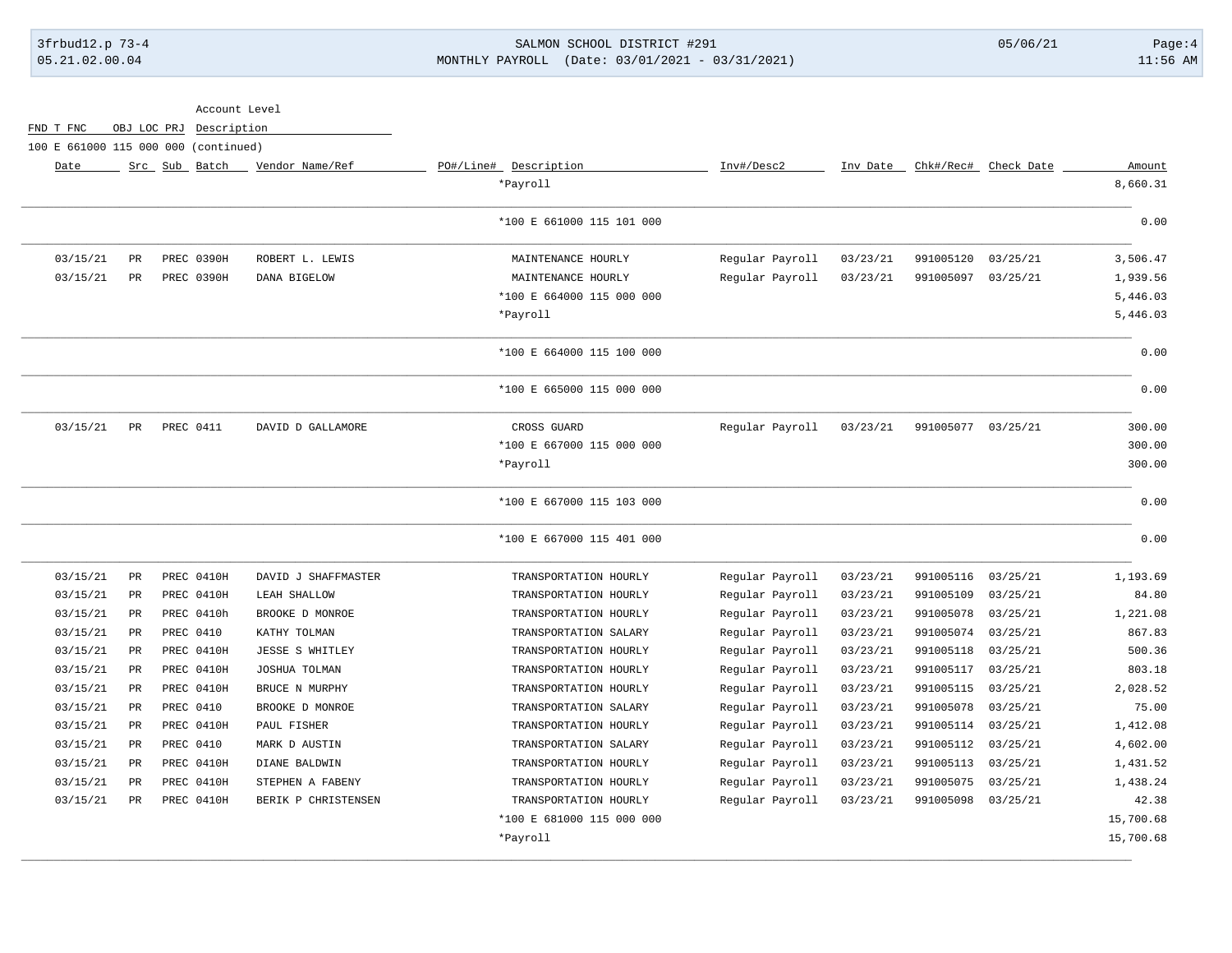Account Level

FND T FNC OBJ LOC PRJ Description

100 E 661000 115 000 000 (continued)

| Date | Src | Sub | Batch | Vendor Name/Ref | PO#/Line# | Description | Inv#/Desc2 | Inv Date | Chk#/Rec# | Check Date | Amount |
|---|---|---|---|---|---|---|---|---|---|---|---|
| | | | | | | *Payroll | | | | | 8,660.31 |
| | | | | | | *100 E 661000 115 101 000 | | | | | 0.00 |
| 03/15/21 | PR | PREC | 0390H | ROBERT L. LEWIS | | MAINTENANCE HOURLY | Regular Payroll | 03/23/21 | 991005120 | 03/25/21 | 3,506.47 |
| 03/15/21 | PR | PREC | 0390H | DANA BIGELOW | | MAINTENANCE HOURLY | Regular Payroll | 03/23/21 | 991005097 | 03/25/21 | 1,939.56 |
| | | | | | | *100 E 664000 115 000 000 | | | | | 5,446.03 |
| | | | | | | *Payroll | | | | | 5,446.03 |
| | | | | | | *100 E 664000 115 100 000 | | | | | 0.00 |
| | | | | | | *100 E 665000 115 000 000 | | | | | 0.00 |
| 03/15/21 | PR | PREC | 0411 | DAVID D GALLAMORE | | CROSS GUARD | Regular Payroll | 03/23/21 | 991005077 | 03/25/21 | 300.00 |
| | | | | | | *100 E 667000 115 000 000 | | | | | 300.00 |
| | | | | | | *Payroll | | | | | 300.00 |
| | | | | | | *100 E 667000 115 103 000 | | | | | 0.00 |
| | | | | | | *100 E 667000 115 401 000 | | | | | 0.00 |
| 03/15/21 | PR | PREC | 0410H | DAVID J SHAFFMASTER | | TRANSPORTATION HOURLY | Regular Payroll | 03/23/21 | 991005116 | 03/25/21 | 1,193.69 |
| 03/15/21 | PR | PREC | 0410H | LEAH SHALLOW | | TRANSPORTATION HOURLY | Regular Payroll | 03/23/21 | 991005109 | 03/25/21 | 84.80 |
| 03/15/21 | PR | PREC | 0410h | BROOKE D MONROE | | TRANSPORTATION HOURLY | Regular Payroll | 03/23/21 | 991005078 | 03/25/21 | 1,221.08 |
| 03/15/21 | PR | PREC | 0410 | KATHY TOLMAN | | TRANSPORTATION SALARY | Regular Payroll | 03/23/21 | 991005074 | 03/25/21 | 867.83 |
| 03/15/21 | PR | PREC | 0410H | JESSE S WHITLEY | | TRANSPORTATION HOURLY | Regular Payroll | 03/23/21 | 991005118 | 03/25/21 | 500.36 |
| 03/15/21 | PR | PREC | 0410H | JOSHUA TOLMAN | | TRANSPORTATION HOURLY | Regular Payroll | 03/23/21 | 991005117 | 03/25/21 | 803.18 |
| 03/15/21 | PR | PREC | 0410H | BRUCE N MURPHY | | TRANSPORTATION HOURLY | Regular Payroll | 03/23/21 | 991005115 | 03/25/21 | 2,028.52 |
| 03/15/21 | PR | PREC | 0410 | BROOKE D MONROE | | TRANSPORTATION SALARY | Regular Payroll | 03/23/21 | 991005078 | 03/25/21 | 75.00 |
| 03/15/21 | PR | PREC | 0410H | PAUL FISHER | | TRANSPORTATION HOURLY | Regular Payroll | 03/23/21 | 991005114 | 03/25/21 | 1,412.08 |
| 03/15/21 | PR | PREC | 0410 | MARK D AUSTIN | | TRANSPORTATION SALARY | Regular Payroll | 03/23/21 | 991005112 | 03/25/21 | 4,602.00 |
| 03/15/21 | PR | PREC | 0410H | DIANE BALDWIN | | TRANSPORTATION HOURLY | Regular Payroll | 03/23/21 | 991005113 | 03/25/21 | 1,431.52 |
| 03/15/21 | PR | PREC | 0410H | STEPHEN A FABENY | | TRANSPORTATION HOURLY | Regular Payroll | 03/23/21 | 991005075 | 03/25/21 | 1,438.24 |
| 03/15/21 | PR | PREC | 0410H | BERIK P CHRISTENSEN | | TRANSPORTATION HOURLY | Regular Payroll | 03/23/21 | 991005098 | 03/25/21 | 42.38 |
| | | | | | | *100 E 681000 115 000 000 | | | | | 15,700.68 |
| | | | | | | *Payroll | | | | | 15,700.68 |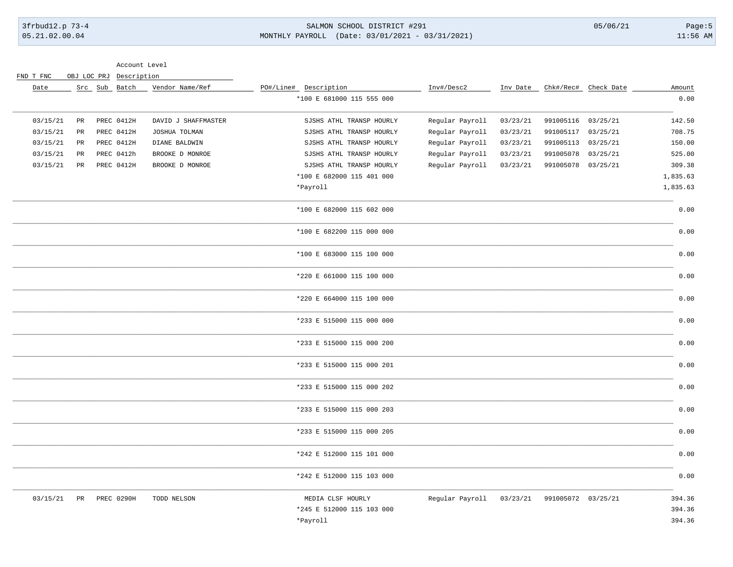| FND T FNC OBJ LOC PRJ | Account Level Description | | | | | | | | | |
|---|---|---|---|---|---|---|---|---|---|---|
| Date | Src | Sub | Batch | Vendor Name/Ref | PO#/Line# | Description | Inv#/Desc2 | Inv Date | Chk#/Rec# | Check Date | Amount |
| | | | | | | *100 E 681000 115 555 000 | | | | | 0.00 |
| 03/15/21 | PR | PREC | 0412H | DAVID J SHAFFMASTER | | SJSHS ATHL TRANSP HOURLY | Regular Payroll | 03/23/21 | 991005116 | 03/25/21 | 142.50 |
| 03/15/21 | PR | PREC | 0412H | JOSHUA TOLMAN | | SJSHS ATHL TRANSP HOURLY | Regular Payroll | 03/23/21 | 991005117 | 03/25/21 | 708.75 |
| 03/15/21 | PR | PREC | 0412H | DIANE BALDWIN | | SJSHS ATHL TRANSP HOURLY | Regular Payroll | 03/23/21 | 991005113 | 03/25/21 | 150.00 |
| 03/15/21 | PR | PREC | 0412h | BROOKE D MONROE | | SJSHS ATHL TRANSP HOURLY | Regular Payroll | 03/23/21 | 991005078 | 03/25/21 | 525.00 |
| 03/15/21 | PR | PREC | 0412H | BROOKE D MONROE | | SJSHS ATHL TRANSP HOURLY | Regular Payroll | 03/23/21 | 991005078 | 03/25/21 | 309.38 |
| | | | | | | *100 E 682000 115 401 000 | | | | | 1,835.63 |
| | | | | | | *Payroll | | | | | 1,835.63 |
| | | | | | | *100 E 682000 115 602 000 | | | | | 0.00 |
| | | | | | | *100 E 682200 115 000 000 | | | | | 0.00 |
| | | | | | | *100 E 683000 115 100 000 | | | | | 0.00 |
| | | | | | | *220 E 661000 115 100 000 | | | | | 0.00 |
| | | | | | | *220 E 664000 115 100 000 | | | | | 0.00 |
| | | | | | | *233 E 515000 115 000 000 | | | | | 0.00 |
| | | | | | | *233 E 515000 115 000 200 | | | | | 0.00 |
| | | | | | | *233 E 515000 115 000 201 | | | | | 0.00 |
| | | | | | | *233 E 515000 115 000 202 | | | | | 0.00 |
| | | | | | | *233 E 515000 115 000 203 | | | | | 0.00 |
| | | | | | | *233 E 515000 115 000 205 | | | | | 0.00 |
| | | | | | | *242 E 512000 115 101 000 | | | | | 0.00 |
| | | | | | | *242 E 512000 115 103 000 | | | | | 0.00 |
| 03/15/21 | PR | PREC | 0290H | TODD NELSON | | MEDIA CLSF HOURLY | Regular Payroll | 03/23/21 | 991005072 | 03/25/21 | 394.36 |
| | | | | | | *245 E 512000 115 103 000 | | | | | 394.36 |
| | | | | | | *Payroll | | | | | 394.36 |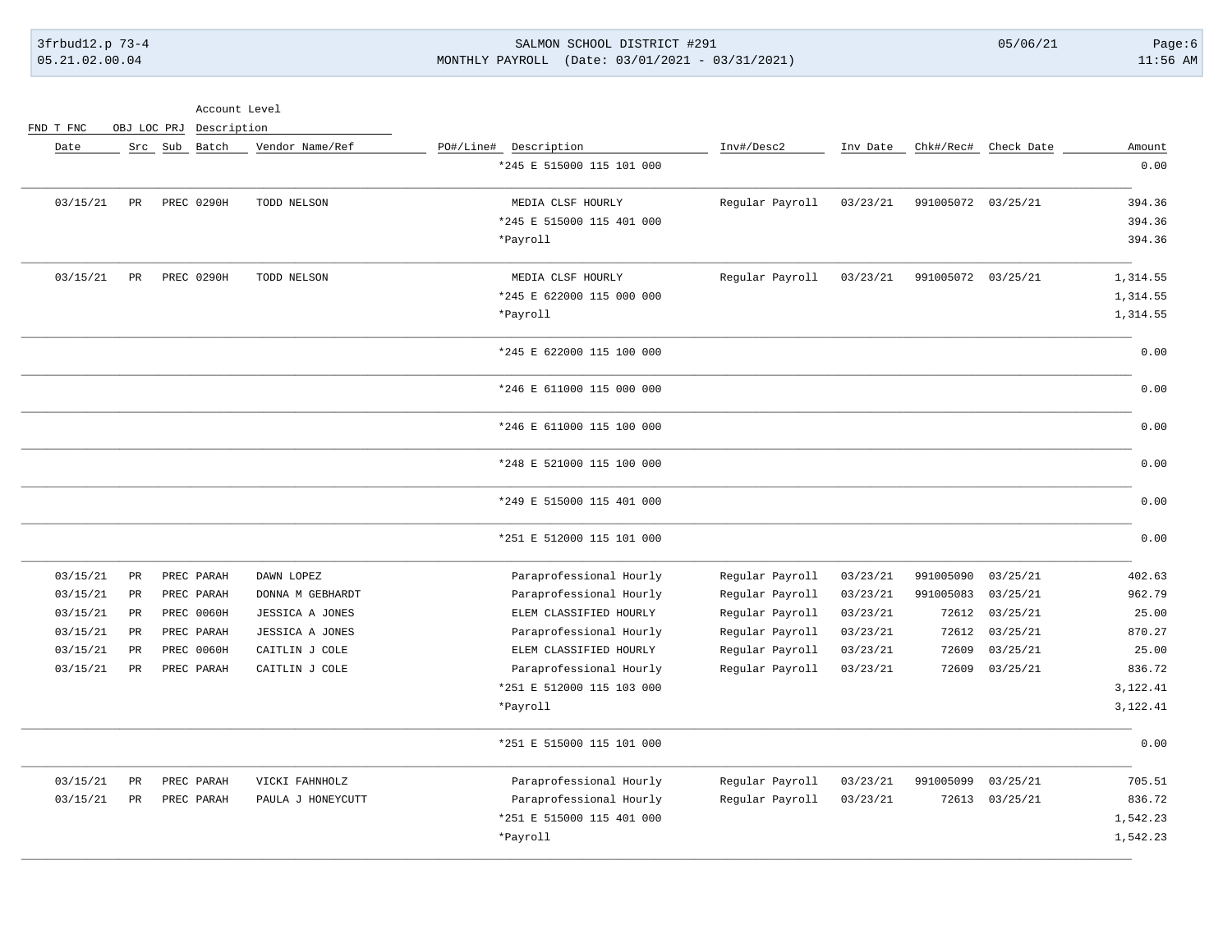| Date | Src | Sub | Batch | Vendor Name/Ref | PO#/Line# | Description | Inv#/Desc2 | Inv Date | Chk#/Rec# | Check Date | Amount |
|---|---|---|---|---|---|---|---|---|---|---|---|
| | | | | | | *245 E 515000 115 101 000 | | | | | 0.00 |
| 03/15/21 | PR | PREC | 0290H | TODD NELSON | | MEDIA CLSF HOURLY | Regular Payroll | 03/23/21 | 991005072 | 03/25/21 | 394.36 |
| | | | | | | *245 E 515000 115 401 000 | | | | | 394.36 |
| | | | | | | *Payroll | | | | | 394.36 |
| 03/15/21 | PR | PREC | 0290H | TODD NELSON | | MEDIA CLSF HOURLY | Regular Payroll | 03/23/21 | 991005072 | 03/25/21 | 1,314.55 |
| | | | | | | *245 E 622000 115 000 000 | | | | | 1,314.55 |
| | | | | | | *Payroll | | | | | 1,314.55 |
| | | | | | | *245 E 622000 115 100 000 | | | | | 0.00 |
| | | | | | | *246 E 611000 115 000 000 | | | | | 0.00 |
| | | | | | | *246 E 611000 115 100 000 | | | | | 0.00 |
| | | | | | | *248 E 521000 115 100 000 | | | | | 0.00 |
| | | | | | | *249 E 515000 115 401 000 | | | | | 0.00 |
| | | | | | | *251 E 512000 115 101 000 | | | | | 0.00 |
| 03/15/21 | PR | PREC | PARAH | DAWN LOPEZ | | Paraprofessional Hourly | Regular Payroll | 03/23/21 | 991005090 | 03/25/21 | 402.63 |
| 03/15/21 | PR | PREC | PARAH | DONNA M GEBHARDT | | Paraprofessional Hourly | Regular Payroll | 03/23/21 | 991005083 | 03/25/21 | 962.79 |
| 03/15/21 | PR | PREC | 0060H | JESSICA A JONES | | ELEM CLASSIFIED HOURLY | Regular Payroll | 03/23/21 | 72612 | 03/25/21 | 25.00 |
| 03/15/21 | PR | PREC | PARAH | JESSICA A JONES | | Paraprofessional Hourly | Regular Payroll | 03/23/21 | 72612 | 03/25/21 | 870.27 |
| 03/15/21 | PR | PREC | 0060H | CAITLIN J COLE | | ELEM CLASSIFIED HOURLY | Regular Payroll | 03/23/21 | 72609 | 03/25/21 | 25.00 |
| 03/15/21 | PR | PREC | PARAH | CAITLIN J COLE | | Paraprofessional Hourly | Regular Payroll | 03/23/21 | 72609 | 03/25/21 | 836.72 |
| | | | | | | *251 E 512000 115 103 000 | | | | | 3,122.41 |
| | | | | | | *Payroll | | | | | 3,122.41 |
| | | | | | | *251 E 515000 115 101 000 | | | | | 0.00 |
| 03/15/21 | PR | PREC | PARAH | VICKI FAHNHOLZ | | Paraprofessional Hourly | Regular Payroll | 03/23/21 | 991005099 | 03/25/21 | 705.51 |
| 03/15/21 | PR | PREC | PARAH | PAULA J HONEYCUTT | | Paraprofessional Hourly | Regular Payroll | 03/23/21 | 72613 | 03/25/21 | 836.72 |
| | | | | | | *251 E 515000 115 401 000 | | | | | 1,542.23 |
| | | | | | | *Payroll | | | | | 1,542.23 |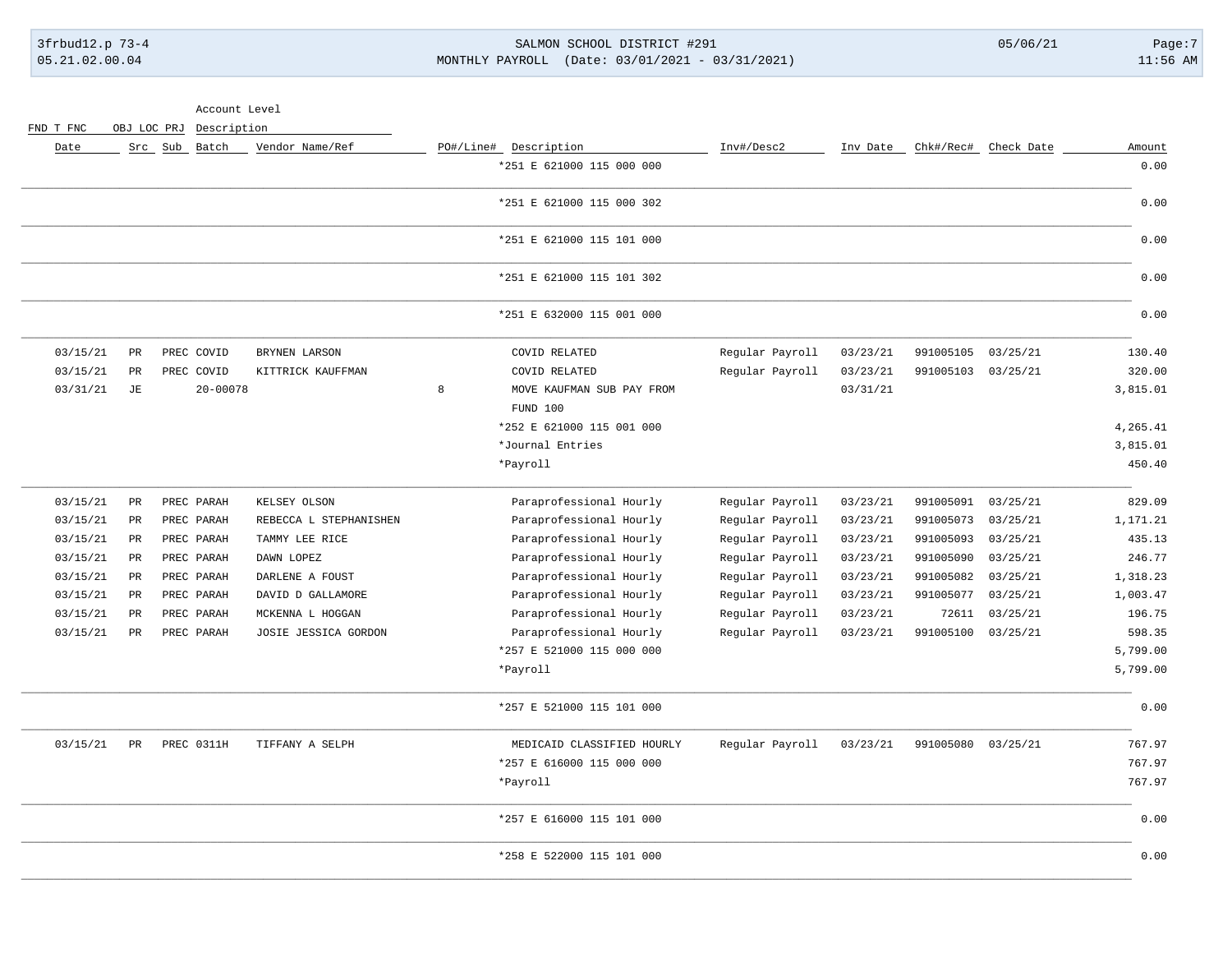| Date | Src | Sub | Batch | Vendor Name/Ref | PO#/Line# | Description | Inv#/Desc2 | Inv Date | Chk#/Rec# | Check Date | Amount |
|---|---|---|---|---|---|---|---|---|---|---|---|
| | | | | | | *251 E 621000 115 000 000 | | | | | 0.00 |
| | | | | | | *251 E 621000 115 000 302 | | | | | 0.00 |
| | | | | | | *251 E 621000 115 101 000 | | | | | 0.00 |
| | | | | | | *251 E 621000 115 101 302 | | | | | 0.00 |
| | | | | | | *251 E 632000 115 001 000 | | | | | 0.00 |
| 03/15/21 | PR | PREC | COVID | BRYNEN LARSON | | COVID RELATED | Regular Payroll | 03/23/21 | 991005105 | 03/25/21 | 130.40 |
| 03/15/21 | PR | PREC | COVID | KITTRICK KAUFFMAN | | COVID RELATED | Regular Payroll | 03/23/21 | 991005103 | 03/25/21 | 320.00 |
| 03/31/21 | JE | | 20-00078 | | 8 | MOVE KAUFMAN SUB PAY FROM FUND 100 | | 03/31/21 | | | 3,815.01 |
| | | | | | | *252 E 621000 115 001 000 | | | | | 4,265.41 |
| | | | | | | *Journal Entries | | | | | 3,815.01 |
| | | | | | | *Payroll | | | | | 450.40 |
| 03/15/21 | PR | PREC | PARAH | KELSEY OLSON | | Paraprofessional Hourly | Regular Payroll | 03/23/21 | 991005091 | 03/25/21 | 829.09 |
| 03/15/21 | PR | PREC | PARAH | REBECCA L STEPHANISHEN | | Paraprofessional Hourly | Regular Payroll | 03/23/21 | 991005073 | 03/25/21 | 1,171.21 |
| 03/15/21 | PR | PREC | PARAH | TAMMY LEE RICE | | Paraprofessional Hourly | Regular Payroll | 03/23/21 | 991005093 | 03/25/21 | 435.13 |
| 03/15/21 | PR | PREC | PARAH | DAWN LOPEZ | | Paraprofessional Hourly | Regular Payroll | 03/23/21 | 991005090 | 03/25/21 | 246.77 |
| 03/15/21 | PR | PREC | PARAH | DARLENE A FOUST | | Paraprofessional Hourly | Regular Payroll | 03/23/21 | 991005082 | 03/25/21 | 1,318.23 |
| 03/15/21 | PR | PREC | PARAH | DAVID D GALLAMORE | | Paraprofessional Hourly | Regular Payroll | 03/23/21 | 991005077 | 03/25/21 | 1,003.47 |
| 03/15/21 | PR | PREC | PARAH | MCKENNA L HOGGAN | | Paraprofessional Hourly | Regular Payroll | 03/23/21 | 72611 | 03/25/21 | 196.75 |
| 03/15/21 | PR | PREC | PARAH | JOSIE JESSICA GORDON | | Paraprofessional Hourly | Regular Payroll | 03/23/21 | 991005100 | 03/25/21 | 598.35 |
| | | | | | | *257 E 521000 115 000 000 | | | | | 5,799.00 |
| | | | | | | *Payroll | | | | | 5,799.00 |
| | | | | | | *257 E 521000 115 101 000 | | | | | 0.00 |
| 03/15/21 | PR | PREC | 0311H | TIFFANY A SELPH | | MEDICAID CLASSIFIED HOURLY | Regular Payroll | 03/23/21 | 991005080 | 03/25/21 | 767.97 |
| | | | | | | *257 E 616000 115 000 000 | | | | | 767.97 |
| | | | | | | *Payroll | | | | | 767.97 |
| | | | | | | *257 E 616000 115 101 000 | | | | | 0.00 |
| | | | | | | *258 E 522000 115 101 000 | | | | | 0.00 |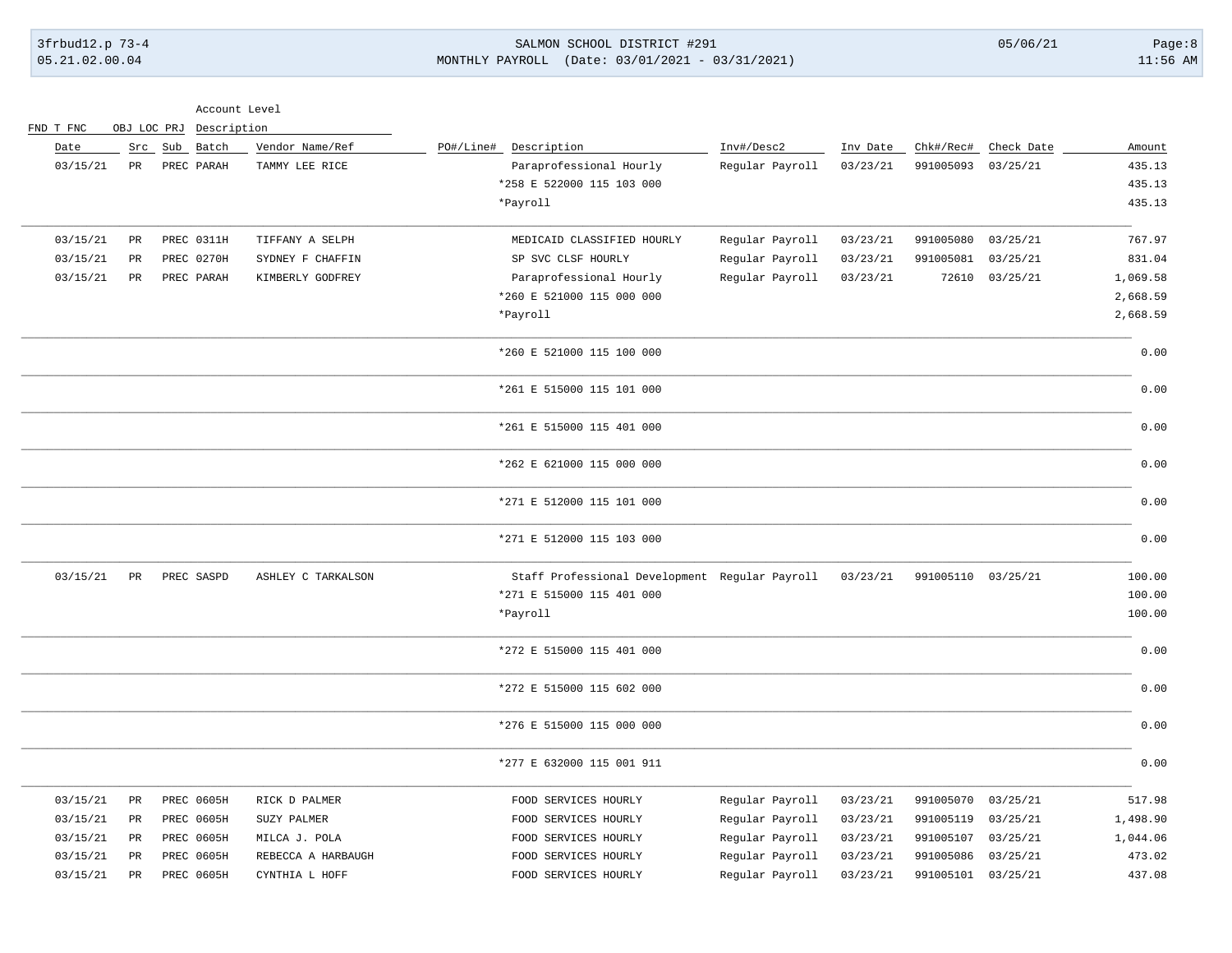| Date | Src | Sub | Batch | Vendor Name/Ref | PO#/Line# | Description | Inv#/Desc2 | Inv Date | Chk#/Rec# | Check Date | Amount |
|---|---|---|---|---|---|---|---|---|---|---|---|
| 03/15/21 | PR | PREC | PARAH | TAMMY LEE RICE | | Paraprofessional Hourly | Regular Payroll | 03/23/21 | 991005093 | 03/25/21 | 435.13 |
| | | | | | | *258 E 522000 115 103 000 | | | | | 435.13 |
| | | | | | | *Payroll | | | | | 435.13 |
| 03/15/21 | PR | PREC | 0311H | TIFFANY A SELPH | | MEDICAID CLASSIFIED HOURLY | Regular Payroll | 03/23/21 | 991005080 | 03/25/21 | 767.97 |
| 03/15/21 | PR | PREC | 0270H | SYDNEY F CHAFFIN | | SP SVC CLSF HOURLY | Regular Payroll | 03/23/21 | 991005081 | 03/25/21 | 831.04 |
| 03/15/21 | PR | PREC | PARAH | KIMBERLY GODFREY | | Paraprofessional Hourly | Regular Payroll | 03/23/21 | 72610 | 03/25/21 | 1,069.58 |
| | | | | | | *260 E 521000 115 000 000 | | | | | 2,668.59 |
| | | | | | | *Payroll | | | | | 2,668.59 |
| | | | | | | *260 E 521000 115 100 000 | | | | | 0.00 |
| | | | | | | *261 E 515000 115 101 000 | | | | | 0.00 |
| | | | | | | *261 E 515000 115 401 000 | | | | | 0.00 |
| | | | | | | *262 E 621000 115 000 000 | | | | | 0.00 |
| | | | | | | *271 E 512000 115 101 000 | | | | | 0.00 |
| | | | | | | *271 E 512000 115 103 000 | | | | | 0.00 |
| 03/15/21 | PR | PREC | SASPD | ASHLEY C TARKALSON | | Staff Professional Development | Regular Payroll | 03/23/21 | 991005110 | 03/25/21 | 100.00 |
| | | | | | | *271 E 515000 115 401 000 | | | | | 100.00 |
| | | | | | | *Payroll | | | | | 100.00 |
| | | | | | | *272 E 515000 115 401 000 | | | | | 0.00 |
| | | | | | | *272 E 515000 115 602 000 | | | | | 0.00 |
| | | | | | | *276 E 515000 115 000 000 | | | | | 0.00 |
| | | | | | | *277 E 632000 115 001 911 | | | | | 0.00 |
| 03/15/21 | PR | PREC | 0605H | RICK D PALMER | | FOOD SERVICES HOURLY | Regular Payroll | 03/23/21 | 991005070 | 03/25/21 | 517.98 |
| 03/15/21 | PR | PREC | 0605H | SUZY PALMER | | FOOD SERVICES HOURLY | Regular Payroll | 03/23/21 | 991005119 | 03/25/21 | 1,498.90 |
| 03/15/21 | PR | PREC | 0605H | MILCA J. POLA | | FOOD SERVICES HOURLY | Regular Payroll | 03/23/21 | 991005107 | 03/25/21 | 1,044.06 |
| 03/15/21 | PR | PREC | 0605H | REBECCA A HARBAUGH | | FOOD SERVICES HOURLY | Regular Payroll | 03/23/21 | 991005086 | 03/25/21 | 473.02 |
| 03/15/21 | PR | PREC | 0605H | CYNTHIA L HOFF | | FOOD SERVICES HOURLY | Regular Payroll | 03/23/21 | 991005101 | 03/25/21 | 437.08 |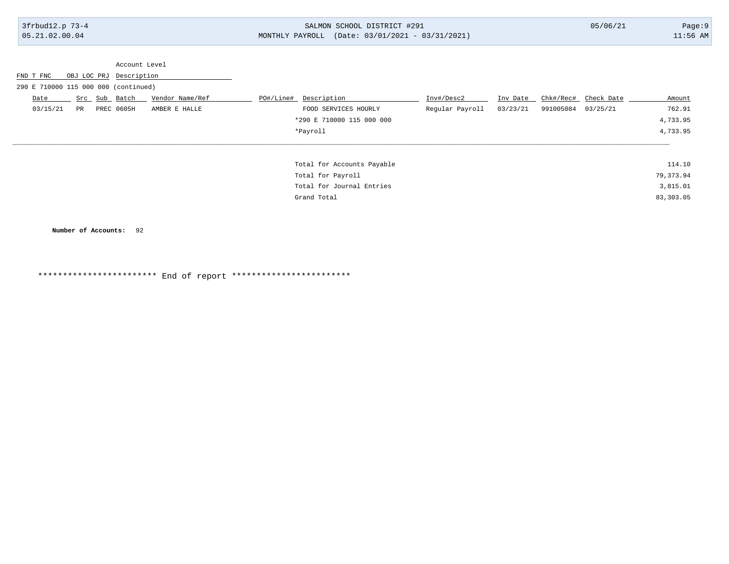| Account Level | | | | | | | | | | | |
|---|---|---|---|---|---|---|---|---|---|---|---|
| FND T FNC OBJ LOC PRJ | Description | | | | | | | | | | |
| 290 E 710000 115 000 000 (continued) | | | | | | | | | | | |
| Date | Src | Sub | Batch | Vendor Name/Ref | PO#/Line# | Description | Inv#/Desc2 | Inv Date | Chk#/Rec# | Check Date | Amount |
| 03/15/21 | PR | PREC | 0605H | AMBER E HALLE | | FOOD SERVICES HOURLY | Regular Payroll | 03/23/21 | 991005084 | 03/25/21 | 762.91 |
| | | | | | | *290 E 710000 115 000 000 | | | | | 4,733.95 |
| | | | | | | *Payroll | | | | | 4,733.95 |

| | |
|---|---|
| Total for Accounts Payable | 114.10 |
| Total for Payroll | 79,373.94 |
| Total for Journal Entries | 3,815.01 |
| Grand Total | 83,303.05 |

**Number of Accounts:** 92

************************ End of report ************************